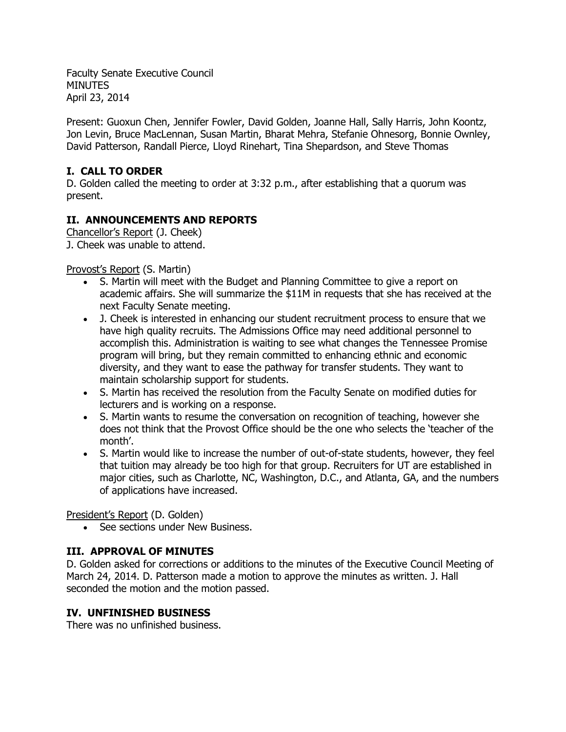Faculty Senate Executive Council
MINUTES
April 23, 2014

Present: Guoxun Chen, Jennifer Fowler, David Golden, Joanne Hall, Sally Harris, John Koontz, Jon Levin, Bruce MacLennan, Susan Martin, Bharat Mehra, Stefanie Ohnesorg, Bonnie Ownley, David Patterson, Randall Pierce, Lloyd Rinehart, Tina Shepardson, and Steve Thomas

## I. CALL TO ORDER

D. Golden called the meeting to order at 3:32 p.m., after establishing that a quorum was present.

## II. ANNOUNCEMENTS AND REPORTS

Chancellor's Report (J. Cheek)
J. Cheek was unable to attend.

Provost's Report (S. Martin)

- S. Martin will meet with the Budget and Planning Committee to give a report on academic affairs. She will summarize the $11M in requests that she has received at the next Faculty Senate meeting.
- J. Cheek is interested in enhancing our student recruitment process to ensure that we have high quality recruits. The Admissions Office may need additional personnel to accomplish this. Administration is waiting to see what changes the Tennessee Promise program will bring, but they remain committed to enhancing ethnic and economic diversity, and they want to ease the pathway for transfer students. They want to maintain scholarship support for students.
- S. Martin has received the resolution from the Faculty Senate on modified duties for lecturers and is working on a response.
- S. Martin wants to resume the conversation on recognition of teaching, however she does not think that the Provost Office should be the one who selects the 'teacher of the month'.
- S. Martin would like to increase the number of out-of-state students, however, they feel that tuition may already be too high for that group. Recruiters for UT are established in major cities, such as Charlotte, NC, Washington, D.C., and Atlanta, GA, and the numbers of applications have increased.

President's Report (D. Golden)

- See sections under New Business.

## III. APPROVAL OF MINUTES

D. Golden asked for corrections or additions to the minutes of the Executive Council Meeting of March 24, 2014. D. Patterson made a motion to approve the minutes as written. J. Hall seconded the motion and the motion passed.

## IV. UNFINISHED BUSINESS

There was no unfinished business.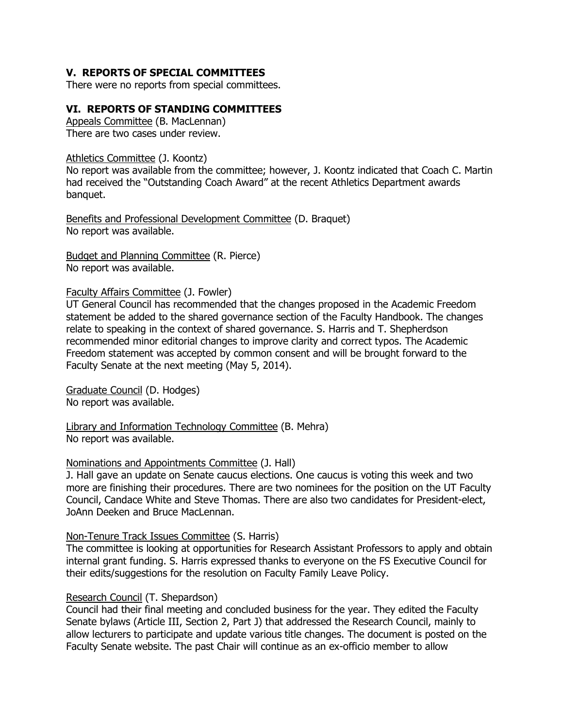## V. REPORTS OF SPECIAL COMMITTEES

There were no reports from special committees.

## VI. REPORTS OF STANDING COMMITTEES

Appeals Committee (B. MacLennan)
There are two cases under review.

Athletics Committee (J. Koontz)
No report was available from the committee; however, J. Koontz indicated that Coach C. Martin had received the "Outstanding Coach Award" at the recent Athletics Department awards banquet.

Benefits and Professional Development Committee (D. Braquet)
No report was available.

Budget and Planning Committee (R. Pierce)
No report was available.

Faculty Affairs Committee (J. Fowler)
UT General Council has recommended that the changes proposed in the Academic Freedom statement be added to the shared governance section of the Faculty Handbook. The changes relate to speaking in the context of shared governance. S. Harris and T. Shepherdson recommended minor editorial changes to improve clarity and correct typos. The Academic Freedom statement was accepted by common consent and will be brought forward to the Faculty Senate at the next meeting (May 5, 2014).

Graduate Council (D. Hodges)
No report was available.

Library and Information Technology Committee (B. Mehra)
No report was available.

Nominations and Appointments Committee (J. Hall)
J. Hall gave an update on Senate caucus elections. One caucus is voting this week and two more are finishing their procedures. There are two nominees for the position on the UT Faculty Council, Candace White and Steve Thomas. There are also two candidates for President-elect, JoAnn Deeken and Bruce MacLennan.

Non-Tenure Track Issues Committee (S. Harris)
The committee is looking at opportunities for Research Assistant Professors to apply and obtain internal grant funding. S. Harris expressed thanks to everyone on the FS Executive Council for their edits/suggestions for the resolution on Faculty Family Leave Policy.

Research Council (T. Shepardson)
Council had their final meeting and concluded business for the year. They edited the Faculty Senate bylaws (Article III, Section 2, Part J) that addressed the Research Council, mainly to allow lecturers to participate and update various title changes. The document is posted on the Faculty Senate website. The past Chair will continue as an ex-officio member to allow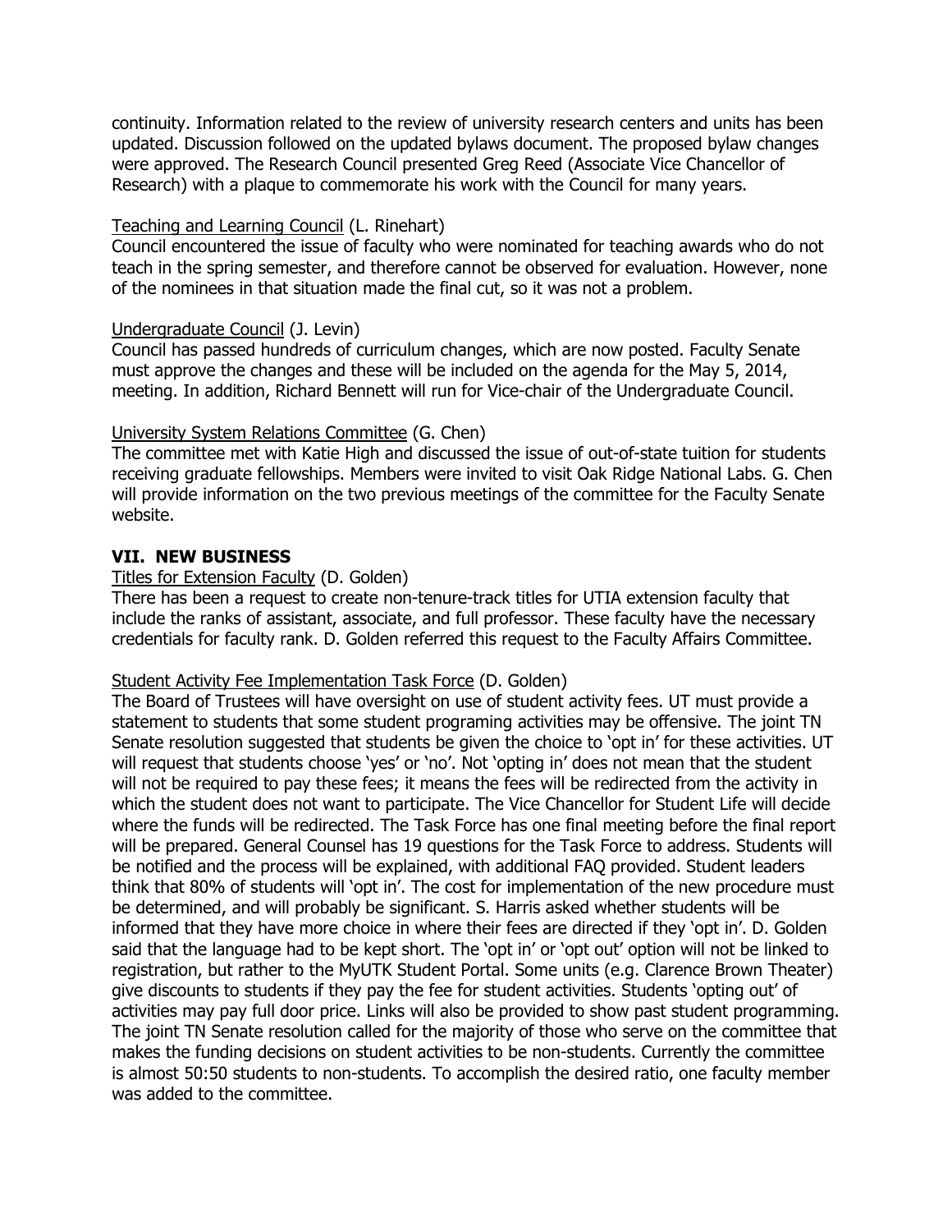continuity. Information related to the review of university research centers and units has been updated. Discussion followed on the updated bylaws document. The proposed bylaw changes were approved. The Research Council presented Greg Reed (Associate Vice Chancellor of Research) with a plaque to commemorate his work with the Council for many years.

Teaching and Learning Council (L. Rinehart)
Council encountered the issue of faculty who were nominated for teaching awards who do not teach in the spring semester, and therefore cannot be observed for evaluation. However, none of the nominees in that situation made the final cut, so it was not a problem.

Undergraduate Council (J. Levin)
Council has passed hundreds of curriculum changes, which are now posted. Faculty Senate must approve the changes and these will be included on the agenda for the May 5, 2014, meeting. In addition, Richard Bennett will run for Vice-chair of the Undergraduate Council.

University System Relations Committee (G. Chen)
The committee met with Katie High and discussed the issue of out-of-state tuition for students receiving graduate fellowships. Members were invited to visit Oak Ridge National Labs. G. Chen will provide information on the two previous meetings of the committee for the Faculty Senate website.

## VII. NEW BUSINESS

Titles for Extension Faculty (D. Golden)
There has been a request to create non-tenure-track titles for UTIA extension faculty that include the ranks of assistant, associate, and full professor. These faculty have the necessary credentials for faculty rank. D. Golden referred this request to the Faculty Affairs Committee.

Student Activity Fee Implementation Task Force (D. Golden)
The Board of Trustees will have oversight on use of student activity fees. UT must provide a statement to students that some student programing activities may be offensive. The joint TN Senate resolution suggested that students be given the choice to 'opt in' for these activities. UT will request that students choose 'yes' or 'no'. Not 'opting in' does not mean that the student will not be required to pay these fees; it means the fees will be redirected from the activity in which the student does not want to participate. The Vice Chancellor for Student Life will decide where the funds will be redirected. The Task Force has one final meeting before the final report will be prepared. General Counsel has 19 questions for the Task Force to address. Students will be notified and the process will be explained, with additional FAQ provided. Student leaders think that 80% of students will 'opt in'. The cost for implementation of the new procedure must be determined, and will probably be significant. S. Harris asked whether students will be informed that they have more choice in where their fees are directed if they 'opt in'. D. Golden said that the language had to be kept short. The 'opt in' or 'opt out' option will not be linked to registration, but rather to the MyUTK Student Portal. Some units (e.g. Clarence Brown Theater) give discounts to students if they pay the fee for student activities. Students 'opting out' of activities may pay full door price. Links will also be provided to show past student programming. The joint TN Senate resolution called for the majority of those who serve on the committee that makes the funding decisions on student activities to be non-students. Currently the committee is almost 50:50 students to non-students. To accomplish the desired ratio, one faculty member was added to the committee.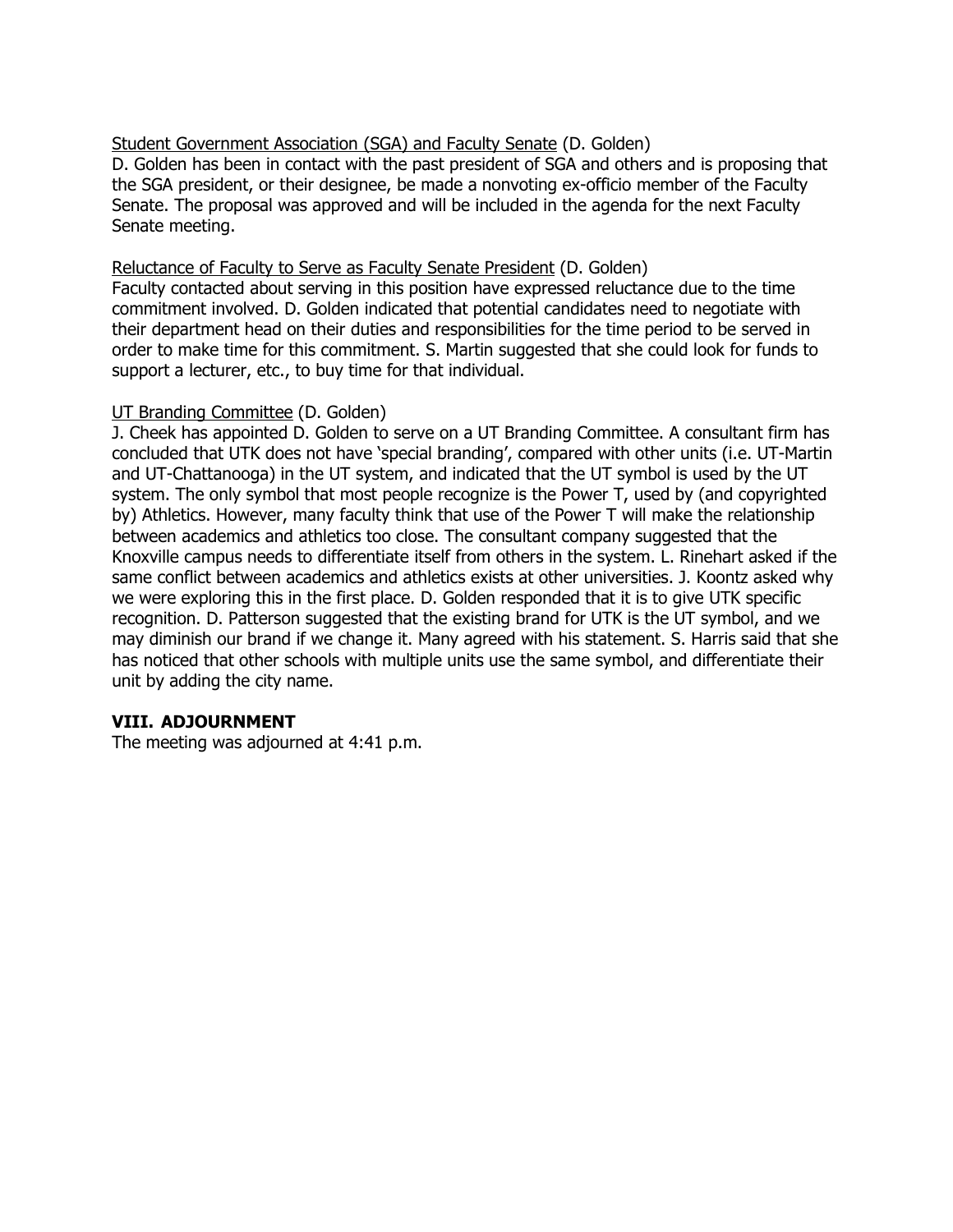Student Government Association (SGA) and Faculty Senate (D. Golden)
D. Golden has been in contact with the past president of SGA and others and is proposing that the SGA president, or their designee, be made a nonvoting ex-officio member of the Faculty Senate. The proposal was approved and will be included in the agenda for the next Faculty Senate meeting.

Reluctance of Faculty to Serve as Faculty Senate President (D. Golden)
Faculty contacted about serving in this position have expressed reluctance due to the time commitment involved. D. Golden indicated that potential candidates need to negotiate with their department head on their duties and responsibilities for the time period to be served in order to make time for this commitment. S. Martin suggested that she could look for funds to support a lecturer, etc., to buy time for that individual.

UT Branding Committee (D. Golden)
J. Cheek has appointed D. Golden to serve on a UT Branding Committee. A consultant firm has concluded that UTK does not have 'special branding', compared with other units (i.e. UT-Martin and UT-Chattanooga) in the UT system, and indicated that the UT symbol is used by the UT system. The only symbol that most people recognize is the Power T, used by (and copyrighted by) Athletics. However, many faculty think that use of the Power T will make the relationship between academics and athletics too close. The consultant company suggested that the Knoxville campus needs to differentiate itself from others in the system. L. Rinehart asked if the same conflict between academics and athletics exists at other universities. J. Koontz asked why we were exploring this in the first place. D. Golden responded that it is to give UTK specific recognition. D. Patterson suggested that the existing brand for UTK is the UT symbol, and we may diminish our brand if we change it. Many agreed with his statement. S. Harris said that she has noticed that other schools with multiple units use the same symbol, and differentiate their unit by adding the city name.

## VIII. ADJOURNMENT

The meeting was adjourned at 4:41 p.m.